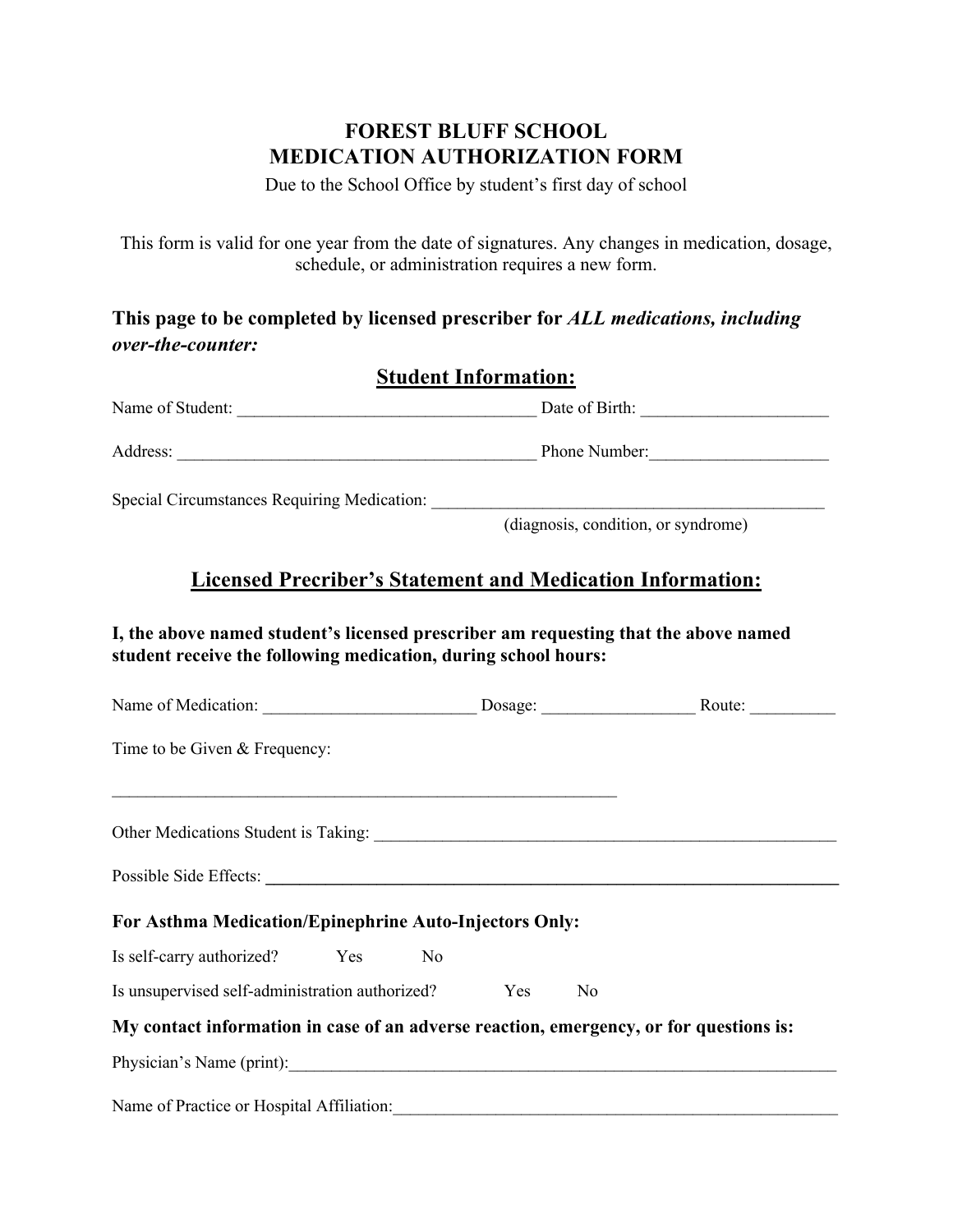# FOREST BLUFF SCHOOL
# MEDICATION AUTHORIZATION FORM

Due to the School Office by student's first day of school

This form is valid for one year from the date of signatures. Any changes in medication, dosage, schedule, or administration requires a new form.

**This page to be completed by licensed prescriber for *ALL medications, including over-the-counter:***

## Student Information:

Name of Student: ___________________________________ Date of Birth: ______________________

Address: __________________________________________ Phone Number:_____________________

Special Circumstances Requiring Medication: ______________________________________________
(diagnosis, condition, or syndrome)

## Licensed Precriber's Statement and Medication Information:

**I, the above named student's licensed prescriber am requesting that the above named student receive the following medication, during school hours:**

Name of Medication: _________________________ Dosage: __________________ Route: __________

Time to be Given & Frequency:

_____________________________________________________________

Other Medications Student is Taking: ________________________________________________________

Possible Side Effects: ______________________________________________________________________

**For Asthma Medication/Epinephrine Auto-Injectors Only:**

Is self-carry authorized? Yes No

Is unsupervised self-administration authorized? Yes No

**My contact information in case of an adverse reaction, emergency, or for questions is:**

Physician's Name (print):____________________________________________________________________

Name of Practice or Hospital Affiliation:_______________________________________________________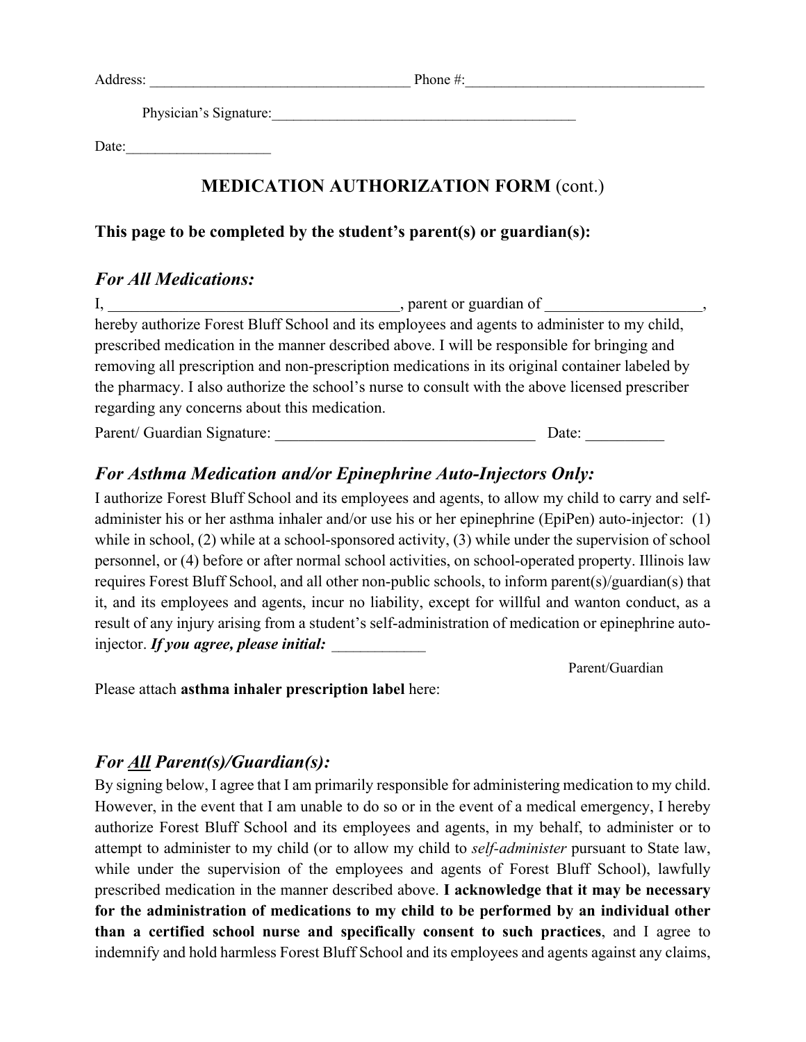Address: ____________________________________ Phone #:_________________________________

Physician's Signature:____________________________________________

Date:____________________

## MEDICATION AUTHORIZATION FORM (cont.)

**This page to be completed by the student's parent(s) or guardian(s):**

### *For All Medications:*

I, _____________________________________, parent or guardian of ____________________, hereby authorize Forest Bluff School and its employees and agents to administer to my child, prescribed medication in the manner described above. I will be responsible for bringing and removing all prescription and non-prescription medications in its original container labeled by the pharmacy. I also authorize the school's nurse to consult with the above licensed prescriber regarding any concerns about this medication.

Parent/ Guardian Signature: _________________________________ Date: __________

### *For Asthma Medication and/or Epinephrine Auto-Injectors Only:*

I authorize Forest Bluff School and its employees and agents, to allow my child to carry and self-administer his or her asthma inhaler and/or use his or her epinephrine (EpiPen) auto-injector: (1) while in school, (2) while at a school-sponsored activity, (3) while under the supervision of school personnel, or (4) before or after normal school activities, on school-operated property. Illinois law requires Forest Bluff School, and all other non-public schools, to inform parent(s)/guardian(s) that it, and its employees and agents, incur no liability, except for willful and wanton conduct, as a result of any injury arising from a student's self-administration of medication or epinephrine auto-injector. ***If you agree, please initial:*** ____________

Parent/Guardian

Please attach **asthma inhaler prescription label** here:

### *For All Parent(s)/Guardian(s):*

By signing below, I agree that I am primarily responsible for administering medication to my child. However, in the event that I am unable to do so or in the event of a medical emergency, I hereby authorize Forest Bluff School and its employees and agents, in my behalf, to administer or to attempt to administer to my child (or to allow my child to *self-administer* pursuant to State law, while under the supervision of the employees and agents of Forest Bluff School), lawfully prescribed medication in the manner described above. **I acknowledge that it may be necessary for the administration of medications to my child to be performed by an individual other than a certified school nurse and specifically consent to such practices**, and I agree to indemnify and hold harmless Forest Bluff School and its employees and agents against any claims,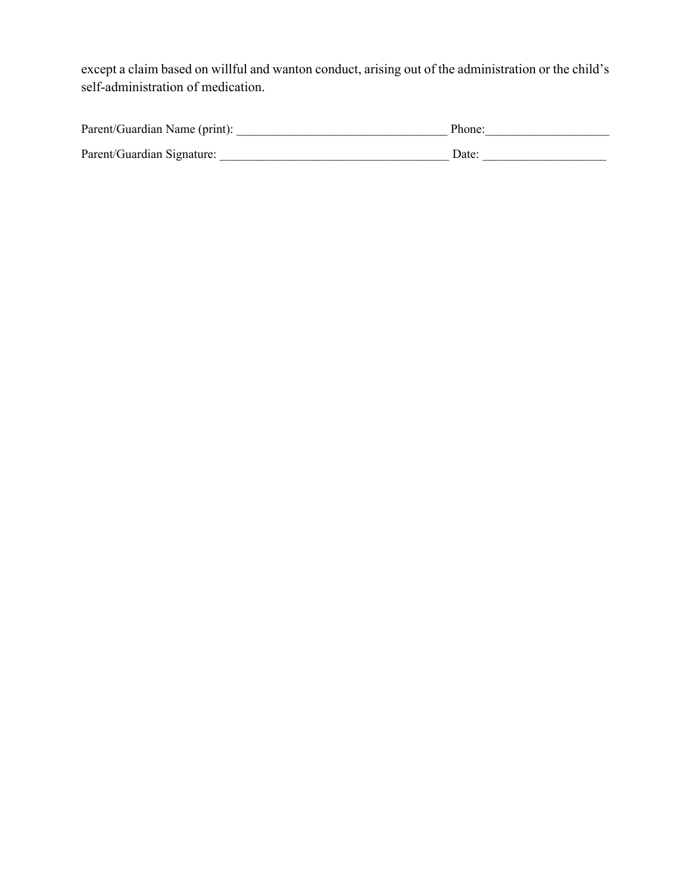except a claim based on willful and wanton conduct, arising out of the administration or the child's self-administration of medication.

Parent/Guardian Name (print): ___________________________________ Phone:____________________

Parent/Guardian Signature: _______________________________________ Date: ____________________